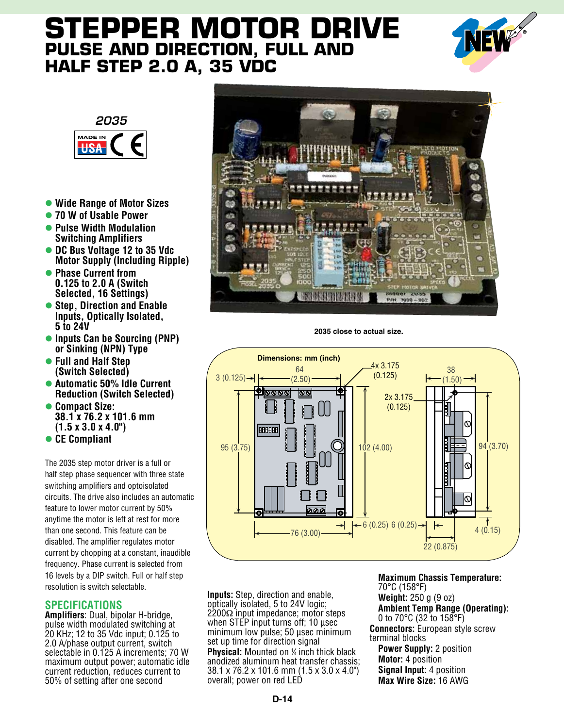# STEPPER MOTOR DRIVE

## PULSE AND DIRECTION, FULL AND HALF STEP 2.0 A, 35 VDC

*2035*

- Wide Range of Motor Sizes
- 70 W of Usable Power
- Pulse Width Modulation Switching Amplifiers
- DC Bus Voltage 12 to 35 Vdc Motor Supply (Including Ripple)
- Phase Current from 0.125 to 2.0 A (Switch Selected, 16 Settings)
- Step, Direction and Enable Inputs, Optically Isolated, 5 to 24V
- Inputs Can be Sourcing (PNP) or Sinking (NPN) Type
- Full and Half Step (Switch Selected)
- Automatic 50% Idle Current Reduction (Switch Selected)
- Compact Size: 38.1 x 76.2 x 101.6 mm (1.5 x 3.0 x 4.0")
- CE Compliant

2035 close to actual size.

Dimensions: mm (inch)

The 2035 step motor driver is a full or half step phase sequencer with three state switching amplifiers and optoisolated circuits. The drive also includes an automatic feature to lower motor current by 50% anytime the motor is left at rest for more than one second. This feature can be disabled. The amplifier regulates motor current by chopping at a constant, inaudible frequency. Phase current is selected from 16 levels by a DIP switch. Full or half step resolution is switch selectable.

## SPECIFICATIONS

**Amplifiers**: Dual, bipolar H-bridge, pulse width modulated switching at 20 KHz; 12 to 35 Vdc input; 0.125 to 2.0 A/phase output current, switch selectable in 0.125 A increments; 70 W maximum output power; automatic idle current reduction, reduces current to 50% of setting after one second

**Inputs:** Step, direction and enable, optically isolated, 5 to 24V logic; 2200Ω input impedance; motor steps when STEP input turns off; 10 µsec minimum low pulse; 50 µsec minimum set up time for direction signal

**Physical:** Mounted on ¼ inch thick black anodized aluminum heat transfer chassis; 38.1 x 76.2 x 101.6 mm (1.5 x 3.0 x 4.0") overall; power on red LED

**Maximum Chassis Temperature:** 70°C (158°F)

**Weight:** 250 g (9 oz)

**Ambient Temp Range (Operating):** 0 to 70°C (32 to 158°F)

**Connectors:** European style screw terminal blocks

**Power Supply:** 2 position

**Motor:** 4 position

**Signal Input:** 4 position

**Max Wire Size:** 16 AWG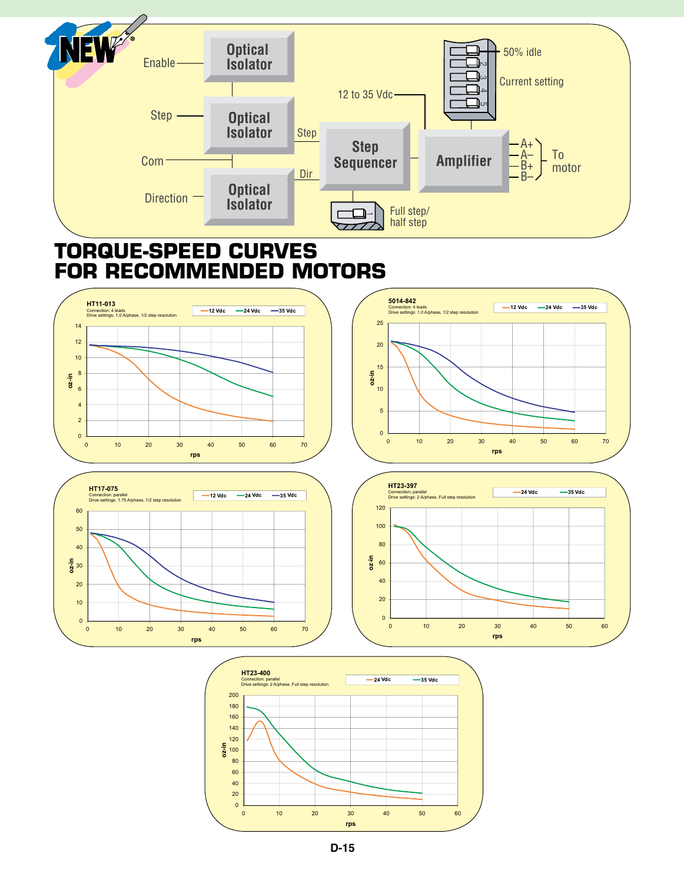Enable — Optical Isolator

Step — Optical Isolator — Step — Step Sequencer

Com

Direction — Optical Isolator — Dir

12 to 35 Vdc — Amplifier — A+ A– B+ B– To motor

50% idle

Current setting

Full step/ half step

# TORQUE-SPEED CURVES FOR RECOMMENDED MOTORS

**HT11-013**
Connection: 4 leads
Drive settings: 1.0 A/phase, 1/2 step resolution
12 Vdc — 24 Vdc — 35 Vdc
oz-in vs. rps

**5014-842**
Connection: 4 leads
Drive settings: 1.0 A/phase, 1/2 step resolution
12 Vdc — 24 Vdc — 35 Vdc
oz-in vs. rps

**HT17-075**
Connection: parallel
Drive settings: 1.75 A/phase, 1/2 step resolution
12 Vdc — 24 Vdc — 35 Vdc
oz-in vs. rps

**HT23-397**
Connection: parallel
Drive settings: 2 A/phase, Full step resolution
24 Vdc — 35 Vdc
oz-in vs. rps

**HT23-400**
Connection: parallel
Drive settings: 2 A/phase, Full step resolution
24 Vdc — 35 Vdc
oz-in vs. rps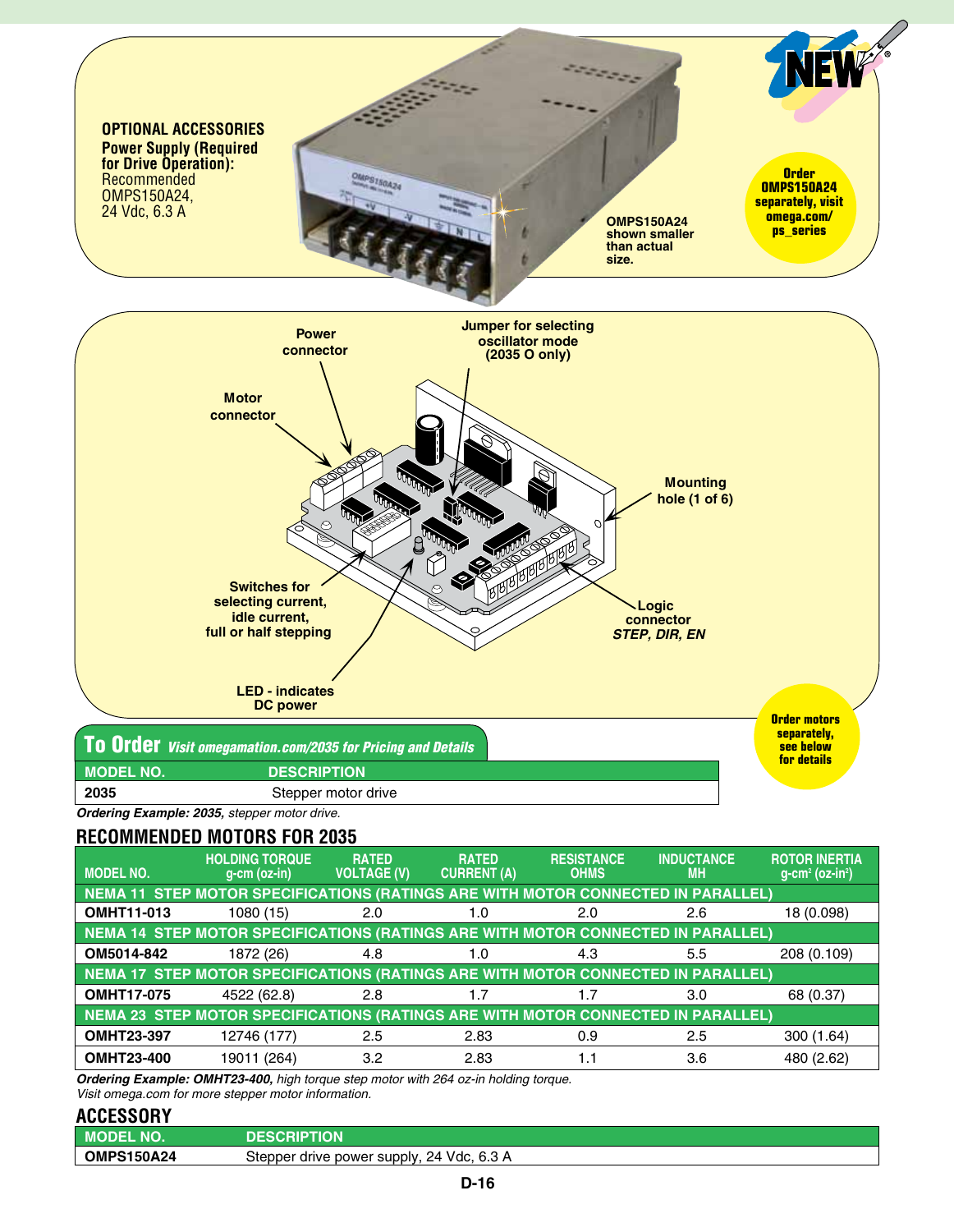**OPTIONAL ACCESSORIES**

**Power Supply (Required for Drive Operation):**
Recommended OMPS150A24, 24 Vdc, 6.3 A

NEW

**Order OMPS150A24 separately, visit omega.com/ps_series**

**OMPS150A24 shown smaller than actual size.**

**Power connector**

**Jumper for selecting oscillator mode (2035 O only)**

**Motor connector**

**Mounting hole (1 of 6)**

**Switches for selecting current, idle current, full or half stepping**

**Logic connector** ***STEP, DIR, EN***

**LED - indicates DC power**

**Order motors separately, see below for details**

## To Order *Visit omegamation.com/2035 for Pricing and Details*

| MODEL NO. | DESCRIPTION |
|---|---|
| **2035** | Stepper motor drive |

***Ordering Example: 2035,*** *stepper motor drive.*

## RECOMMENDED MOTORS FOR 2035

| MODEL NO. | HOLDING TORQUE g-cm (oz-in) | RATED VOLTAGE (V) | RATED CURRENT (A) | RESISTANCE OHMS | INDUCTANCE MH | ROTOR INERTIA g-cm² (oz-in²) |
|---|---|---|---|---|---|---|
| **NEMA 11 STEP MOTOR SPECIFICATIONS (RATINGS ARE WITH MOTOR CONNECTED IN PARALLEL)** | | | | | | |
| **OMHT11-013** | 1080 (15) | 2.0 | 1.0 | 2.0 | 2.6 | 18 (0.098) |
| **NEMA 14 STEP MOTOR SPECIFICATIONS (RATINGS ARE WITH MOTOR CONNECTED IN PARALLEL)** | | | | | | |
| **OM5014-842** | 1872 (26) | 4.8 | 1.0 | 4.3 | 5.5 | 208 (0.109) |
| **NEMA 17 STEP MOTOR SPECIFICATIONS (RATINGS ARE WITH MOTOR CONNECTED IN PARALLEL)** | | | | | | |
| **OMHT17-075** | 4522 (62.8) | 2.8 | 1.7 | 1.7 | 3.0 | 68 (0.37) |
| **NEMA 23 STEP MOTOR SPECIFICATIONS (RATINGS ARE WITH MOTOR CONNECTED IN PARALLEL)** | | | | | | |
| **OMHT23-397** | 12746 (177) | 2.5 | 2.83 | 0.9 | 2.5 | 300 (1.64) |
| **OMHT23-400** | 19011 (264) | 3.2 | 2.83 | 1.1 | 3.6 | 480 (2.62) |

***Ordering Example: OMHT23-400,*** *high torque step motor with 264 oz-in holding torque.*
*Visit omega.com for more stepper motor information.*

## ACCESSORY

| MODEL NO. | DESCRIPTION |
|---|---|
| **OMPS150A24** | Stepper drive power supply, 24 Vdc, 6.3 A |